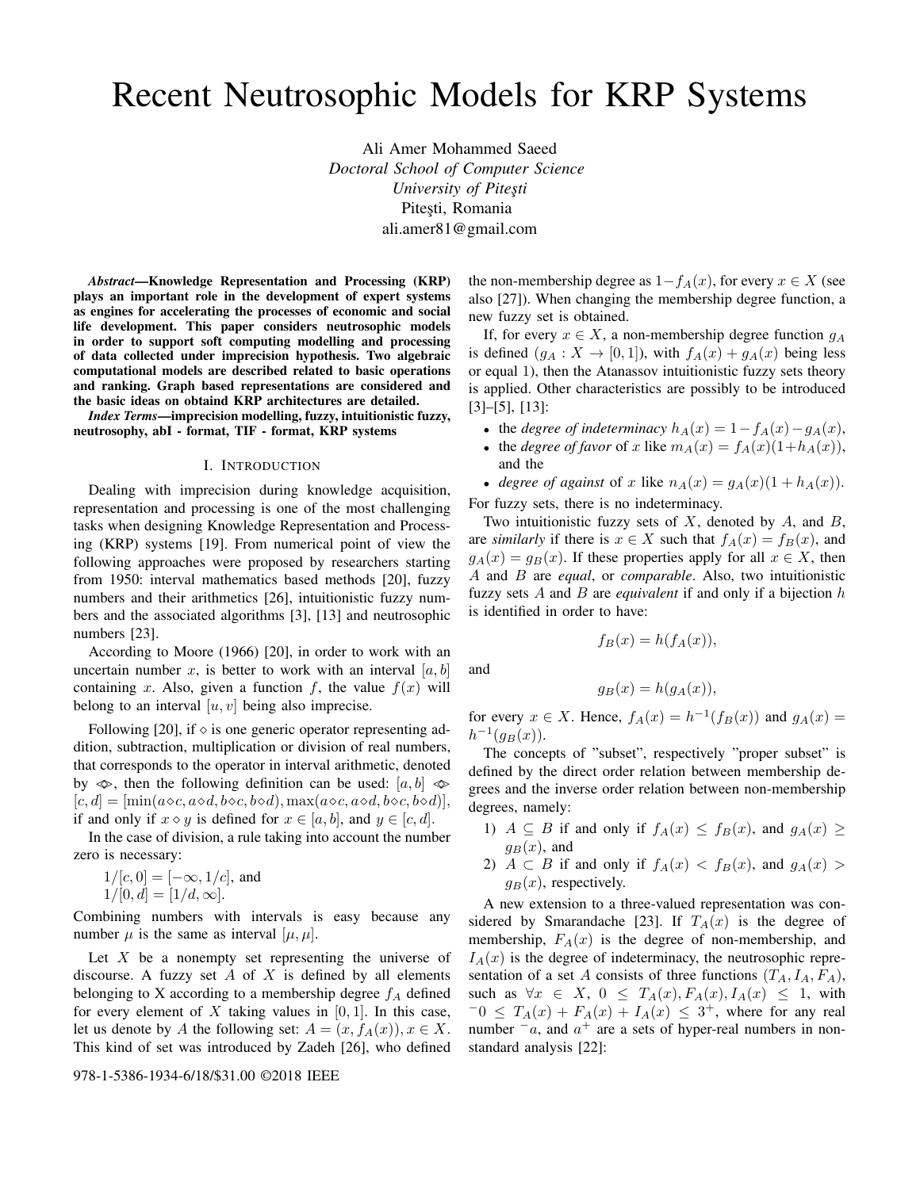# Recent Neutrosophic Models for KRP Systems

Ali Amer Mohammed Saeed
*Doctoral School of Computer Science*
*University of Piteşti*
Piteşti, Romania
ali.amer81@gmail.com

***Abstract*—Knowledge Representation and Processing (KRP) plays an important role in the development of expert systems as engines for accelerating the processes of economic and social life development. This paper considers neutrosophic models in order to support soft computing modelling and processing of data collected under imprecision hypothesis. Two algebraic computational models are described related to basic operations and ranking. Graph based representations are considered and the basic ideas on obtaind KRP architectures are detailed.**

***Index Terms*—imprecision modelling, fuzzy, intuitionistic fuzzy, neutrosophy, abI - format, TIF - format, KRP systems**

## I. Introduction

Dealing with imprecision during knowledge acquisition, representation and processing is one of the most challenging tasks when designing Knowledge Representation and Processing (KRP) systems [19]. From numerical point of view the following approaches were proposed by researchers starting from 1950: interval mathematics based methods [20], fuzzy numbers and their arithmetics [26], intuitionistic fuzzy numbers and the associated algorithms [3], [13] and neutrosophic numbers [23].

According to Moore (1966) [20], in order to work with an uncertain number $x$, is better to work with an interval $[a, b]$ containing $x$. Also, given a function $f$, the value $f(x)$ will belong to an interval $[u, v]$ being also imprecise.

Following [20], if $\diamond$ is one generic operator representing addition, subtraction, multiplication or division of real numbers, that corresponds to the operator in interval arithmetic, denoted by $\Diamond$, then the following definition can be used: $[a, b] \Diamond [c, d] = [\min(a\diamond c, a\diamond d, b\diamond c, b\diamond d), \max(a\diamond c, a\diamond d, b\diamond c, b\diamond d)]$, if and only if $x \diamond y$ is defined for $x \in [a, b]$, and $y \in [c, d]$.

In the case of division, a rule taking into account the number zero is necessary:

$1/[c, 0] = [-\infty, 1/c]$, and
$1/[0, d] = [1/d, \infty]$.

Combining numbers with intervals is easy because any number $\mu$ is the same as interval $[\mu, \mu]$.

Let $X$ be a nonempty set representing the universe of discourse. A fuzzy set $A$ of $X$ is defined by all elements belonging to X according to a membership degree $f_A$ defined for every element of $X$ taking values in $[0, 1]$. In this case, let us denote by $A$ the following set: $A = (x, f_A(x)), x \in X$. This kind of set was introduced by Zadeh [26], who defined the non-membership degree as $1-f_A(x)$, for every $x \in X$ (see also [27]). When changing the membership degree function, a new fuzzy set is obtained.

If, for every $x \in X$, a non-membership degree function $g_A$ is defined ($g_A : X \to [0, 1]$), with $f_A(x) + g_A(x)$ being less or equal 1), then the Atanassov intuitionistic fuzzy sets theory is applied. Other characteristics are possibly to be introduced [3]–[5], [13]:

- the *degree of indeterminacy* $h_A(x) = 1 - f_A(x) - g_A(x)$,
- the *degree of favor* of $x$ like $m_A(x) = f_A(x)(1+h_A(x))$, and the
- *degree of against* of $x$ like $n_A(x) = g_A(x)(1 + h_A(x))$.

For fuzzy sets, there is no indeterminacy.

Two intuitionistic fuzzy sets of $X$, denoted by $A$, and $B$, are *similarly* if there is $x \in X$ such that $f_A(x) = f_B(x)$, and $g_A(x) = g_B(x)$. If these properties apply for all $x \in X$, then $A$ and $B$ are *equal*, or *comparable*. Also, two intuitionistic fuzzy sets $A$ and $B$ are *equivalent* if and only if a bijection $h$ is identified in order to have:

$$f_B(x) = h(f_A(x)),$$

and

$$g_B(x) = h(g_A(x)),$$

for every $x \in X$. Hence, $f_A(x) = h^{-1}(f_B(x))$ and $g_A(x) = h^{-1}(g_B(x))$.

The concepts of "subset", respectively "proper subset" is defined by the direct order relation between membership degrees and the inverse order relation between non-membership degrees, namely:

1) $A \subseteq B$ if and only if $f_A(x) \leq f_B(x)$, and $g_A(x) \geq g_B(x)$, and
2) $A \subset B$ if and only if $f_A(x) < f_B(x)$, and $g_A(x) > g_B(x)$, respectively.

A new extension to a three-valued representation was considered by Smarandache [23]. If $T_A(x)$ is the degree of membership, $F_A(x)$ is the degree of non-membership, and $I_A(x)$ is the degree of indeterminacy, the neutrosophic representation of a set $A$ consists of three functions $(T_A, I_A, F_A)$, such as $\forall x \in X$, $0 \leq T_A(x), F_A(x), I_A(x) \leq 1$, with ${}^{-}0 \leq T_A(x) + F_A(x) + I_A(x) \leq 3^{+}$, where for any real number ${}^{-}a$, and $a^{+}$ are a sets of hyper-real numbers in non-standard analysis [22]: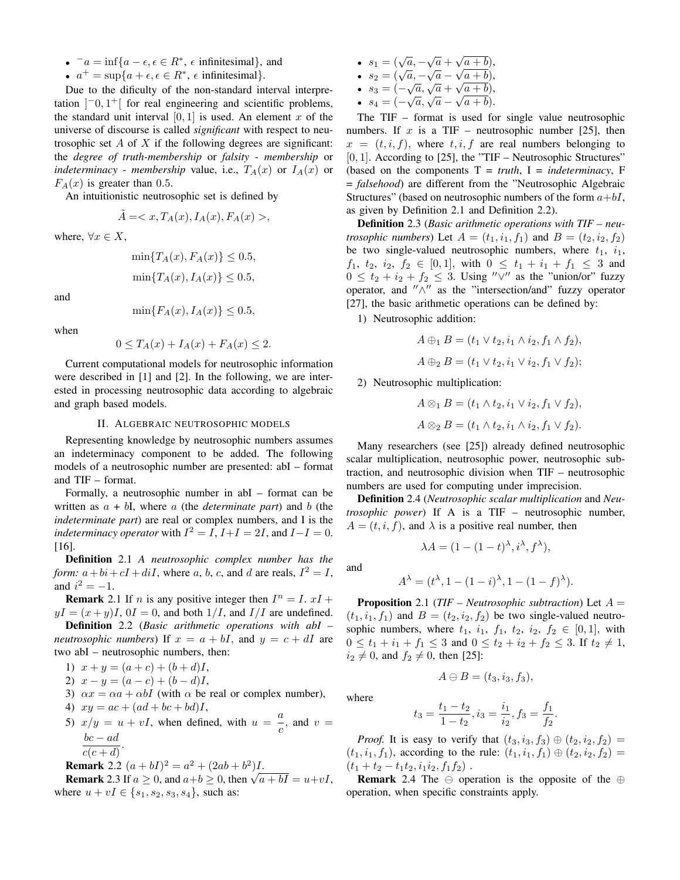- ${}^{-}a = \inf\{a - \epsilon, \epsilon \in R^*, \epsilon \text{ infinitesimal}\}$, and
- $a^{+} = \sup\{a + \epsilon, \epsilon \in R^*, \epsilon \text{ infinitesimal}\}$.

Due to the dificulty of the non-standard interval interpretation $]^{-}0, 1^{+}[$ for real engineering and scientific problems, the standard unit interval $[0, 1]$ is used. An element $x$ of the universe of discourse is called *significant* with respect to neutrosophic set $A$ of $X$ if the following degrees are significant: the *degree of truth-membership* or *falsity - membership* or *indeterminacy - membership* value, i.e., $T_A(x)$ or $I_A(x)$ or $F_A(x)$ is greater than 0.5.

An intuitionistic neutrosophic set is defined by

$$\tilde{A} = < x, T_A(x), I_A(x), F_A(x) >,$$

where, $\forall x \in X$,

$$\min\{T_A(x), F_A(x)\} \leq 0.5,$$

$$\min\{T_A(x), I_A(x)\} \leq 0.5,$$

and

$$\min\{F_A(x), I_A(x)\} \leq 0.5,$$

when

$$0 \leq T_A(x) + I_A(x) + F_A(x) \leq 2.$$

Current computational models for neutrosophic information were described in [1] and [2]. In the following, we are interested in processing neutrosophic data according to algebraic and graph based models.

## II. Algebraic neutrosophic models

Representing knowledge by neutrosophic numbers assumes an indeterminacy component to be added. The following models of a neutrosophic number are presented: abI – format and TIF – format.

Formally, a neutrosophic number in abI – format can be written as $a$ + $b$I, where $a$ (the *determinate part*) and $b$ (the *indeterminate part*) are real or complex numbers, and I is the *indeterminacy operator* with $I^2 = I$, $I + I = 2I$, and $I - I = 0$. [16].

**Definition** 2.1 *A neutrosophic complex number has the form:* $a + bi + cI + diI$, where $a$, $b$, $c$, and $d$ are reals, $I^2 = I$, and $i^2 = -1$.

**Remark** 2.1 If $n$ is any positive integer then $I^n = I$. $xI + yI = (x + y)I$, $0I = 0$, and both $1/I$, and $I/I$ are undefined.

**Definition** 2.2 (*Basic arithmetic operations with abI – neutrosophic numbers*) If $x = a + bI$, and $y = c + dI$ are two abI – neutrosophic numbers, then:

1) $x + y = (a + c) + (b + d)I$,
2) $x - y = (a - c) + (b - d)I$,
3) $\alpha x = \alpha a + \alpha bI$ (with $\alpha$ be real or complex number),
4) $xy = ac + (ad + bc + bd)I$,
5) $x/y = u + vI$, when defined, with $u = \dfrac{a}{c}$, and $v = \dfrac{bc - ad}{c(c + d)}$.

**Remark** 2.2 $(a + bI)^2 = a^2 + (2ab + b^2)I$.

**Remark** 2.3 If $a \geq 0$, and $a + b \geq 0$, then $\sqrt{a + bI} = u + vI$, where $u + vI \in \{s_1, s_2, s_3, s_4\}$, such as:

- $s_1 = (\sqrt{a}, -\sqrt{a} + \sqrt{a + b})$,
- $s_2 = (\sqrt{a}, -\sqrt{a} - \sqrt{a + b})$,
- $s_3 = (-\sqrt{a}, \sqrt{a} + \sqrt{a + b})$,
- $s_4 = (-\sqrt{a}, \sqrt{a} - \sqrt{a + b})$.

The TIF – format is used for single value neutrosophic numbers. If $x$ is a TIF – neutrosophic number [25], then $x = (t, i, f)$, where $t, i, f$ are real numbers belonging to $[0, 1]$. According to [25], the "TIF – Neutrosophic Structures" (based on the components T = *truth*, I = *indeterminacy*, F = *falsehood*) are different from the "Neutrosophic Algebraic Structures" (based on neutrosophic numbers of the form $a + bI$, as given by Definition 2.1 and Definition 2.2).

**Definition** 2.3 (*Basic arithmetic operations with TIF – neutrosophic numbers*) Let $A = (t_1, i_1, f_1)$ and $B = (t_2, i_2, f_2)$ be two single-valued neutrosophic numbers, where $t_1$, $i_1$, $f_1$, $t_2$, $i_2$, $f_2 \in [0, 1]$, with $0 \leq t_1 + i_1 + f_1 \leq 3$ and $0 \leq t_2 + i_2 + f_2 \leq 3$. Using "$\vee$" as the "union/or" fuzzy operator, and "$\wedge$" as the "intersection/and" fuzzy operator [27], the basic arithmetic operations can be defined by:

1) Neutrosophic addition:

$$A \oplus_1 B = (t_1 \vee t_2, i_1 \wedge i_2, f_1 \wedge f_2),$$

$$A \oplus_2 B = (t_1 \vee t_2, i_1 \vee i_2, f_1 \vee f_2);$$

2) Neutrosophic multiplication:

$$A \otimes_1 B = (t_1 \wedge t_2, i_1 \vee i_2, f_1 \vee f_2),$$

$$A \otimes_2 B = (t_1 \wedge t_2, i_1 \wedge i_2, f_1 \vee f_2).$$

Many researchers (see [25]) already defined neutrosophic scalar multiplication, neutrosophic power, neutrosophic subtraction, and neutrosophic division when TIF – neutrosophic numbers are used for computing under imprecision.

**Definition** 2.4 (*Neutrosophic scalar multiplication* and *Neutrosophic power*) If A is a TIF – neutrosophic number, $A = (t, i, f)$, and $\lambda$ is a positive real number, then

$$\lambda A = (1 - (1 - t)^{\lambda}, i^{\lambda}, f^{\lambda}),$$

and

$$A^{\lambda} = (t^{\lambda}, 1 - (1 - i)^{\lambda}, 1 - (1 - f)^{\lambda}).$$

**Proposition** 2.1 (*TIF – Neutrosophic subtraction*) Let $A = (t_1, i_1, f_1)$ and $B = (t_2, i_2, f_2)$ be two single-valued neutrosophic numbers, where $t_1$, $i_1$, $f_1$, $t_2$, $i_2$, $f_2 \in [0, 1]$, with $0 \leq t_1 + i_1 + f_1 \leq 3$ and $0 \leq t_2 + i_2 + f_2 \leq 3$. If $t_2 \neq 1$, $i_2 \neq 0$, and $f_2 \neq 0$, then [25]:

$$A \ominus B = (t_3, i_3, f_3),$$

where

$$t_3 = \frac{t_1 - t_2}{1 - t_2}, i_3 = \frac{i_1}{i_2}, f_3 = \frac{f_1}{f_2}.$$

*Proof.* It is easy to verify that $(t_3, i_3, f_3) \oplus (t_2, i_2, f_2) = (t_1, i_1, f_1)$, according to the rule: $(t_1, i_1, f_1) \oplus (t_2, i_2, f_2) = (t_1 + t_2 - t_1 t_2, i_1 i_2, f_1 f_2)$ .

**Remark** 2.4 The $\ominus$ operation is the opposite of the $\oplus$ operation, when specific constraints apply.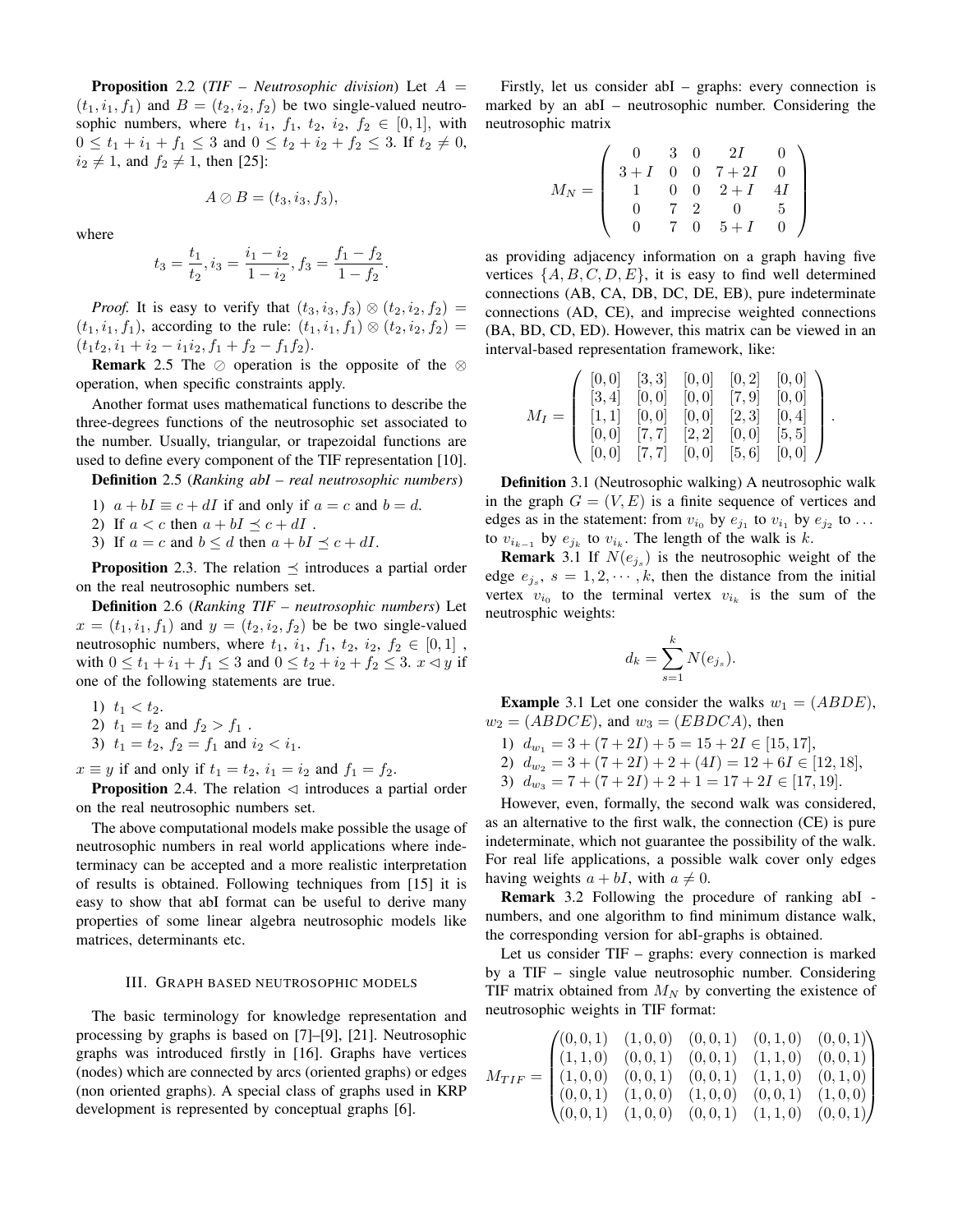**Proposition** 2.2 (*TIF – Neutrosophic division*) Let $A = (t_1, i_1, f_1)$ and $B = (t_2, i_2, f_2)$ be two single-valued neutrosophic numbers, where $t_1,\ i_1,\ f_1,\ t_2,\ i_2,\ f_2 \in [0, 1]$, with $0 \le t_1 + i_1 + f_1 \le 3$ and $0 \le t_2 + i_2 + f_2 \le 3$. If $t_2 \neq 0$, $i_2 \neq 1$, and $f_2 \neq 1$, then [25]:

$$A \oslash B = (t_3, i_3, f_3),$$

where

$$t_3 = \frac{t_1}{t_2}, i_3 = \frac{i_1 - i_2}{1 - i_2}, f_3 = \frac{f_1 - f_2}{1 - f_2}.$$

*Proof.* It is easy to verify that $(t_3, i_3, f_3) \otimes (t_2, i_2, f_2) = (t_1, i_1, f_1)$, according to the rule: $(t_1, i_1, f_1) \otimes (t_2, i_2, f_2) = (t_1 t_2, i_1 + i_2 - i_1 i_2, f_1 + f_2 - f_1 f_2)$.

**Remark** 2.5 The $\oslash$ operation is the opposite of the $\otimes$ operation, when specific constraints apply.

Another format uses mathematical functions to describe the three-degrees functions of the neutrosophic set associated to the number. Usually, triangular, or trapezoidal functions are used to define every component of the TIF representation [10].

**Definition** 2.5 (*Ranking abI – real neutrosophic numbers*)

1) $a + bI \equiv c + dI$ if and only if $a = c$ and $b = d$.
2) If $a < c$ then $a + bI \preceq c + dI$ .
3) If $a = c$ and $b \le d$ then $a + bI \preceq c + dI$.

**Proposition** 2.3. The relation $\preceq$ introduces a partial order on the real neutrosophic numbers set.

**Definition** 2.6 (*Ranking TIF – neutrosophic numbers*) Let $x = (t_1, i_1, f_1)$ and $y = (t_2, i_2, f_2)$ be be two single-valued neutrosophic numbers, where $t_1,\ i_1,\ f_1,\ t_2,\ i_2,\ f_2 \in [0, 1]$ , with $0 \le t_1 + i_1 + f_1 \le 3$ and $0 \le t_2 + i_2 + f_2 \le 3$. $x \lhd y$ if one of the following statements are true.

1) $t_1 < t_2$.
2) $t_1 = t_2$ and $f_2 > f_1$ .
3) $t_1 = t_2$, $f_2 = f_1$ and $i_2 < i_1$.

$x \equiv y$ if and only if $t_1 = t_2$, $i_1 = i_2$ and $f_1 = f_2$.

**Proposition** 2.4. The relation $\lhd$ introduces a partial order on the real neutrosophic numbers set.

The above computational models make possible the usage of neutrosophic numbers in real world applications where indeterminacy can be accepted and a more realistic interpretation of results is obtained. Following techniques from [15] it is easy to show that abI format can be useful to derive many properties of some linear algebra neutrosophic models like matrices, determinants etc.

## III. Graph based neutrosophic models

The basic terminology for knowledge representation and processing by graphs is based on [7]–[9], [21]. Neutrosophic graphs was introduced firstly in [16]. Graphs have vertices (nodes) which are connected by arcs (oriented graphs) or edges (non oriented graphs). A special class of graphs used in KRP development is represented by conceptual graphs [6].

Firstly, let us consider abI – graphs: every connection is marked by an abI – neutrosophic number. Considering the neutrosophic matrix

$$M_N = \begin{pmatrix} 0 & 3 & 0 & 2I & 0 \\ 3+I & 0 & 0 & 7+2I & 0 \\ 1 & 0 & 0 & 2+I & 4I \\ 0 & 7 & 2 & 0 & 5 \\ 0 & 7 & 0 & 5+I & 0 \end{pmatrix}$$

as providing adjacency information on a graph having five vertices $\{A, B, C, D, E\}$, it is easy to find well determined connections (AB, CA, DB, DC, DE, EB), pure indeterminate connections (AD, CE), and imprecise weighted connections (BA, BD, CD, ED). However, this matrix can be viewed in an interval-based representation framework, like:

$$M_I = \begin{pmatrix} [0,0] & [3,3] & [0,0] & [0,2] & [0,0] \\ [3,4] & [0,0] & [0,0] & [7,9] & [0,0] \\ [1,1] & [0,0] & [0,0] & [2,3] & [0,4] \\ [0,0] & [7,7] & [2,2] & [0,0] & [5,5] \\ [0,0] & [7,7] & [0,0] & [5,6] & [0,0] \end{pmatrix}.$$

**Definition** 3.1 (Neutrosophic walking) A neutrosophic walk in the graph $G = (V, E)$ is a finite sequence of vertices and edges as in the statement: from $v_{i_0}$ by $e_{j_1}$ to $v_{i_1}$ by $e_{j_2}$ to ... to $v_{i_{k-1}}$ by $e_{j_k}$ to $v_{i_k}$. The length of the walk is $k$.

**Remark** 3.1 If $N(e_{j_s})$ is the neutrosophic weight of the edge $e_{j_s}$, $s = 1, 2, \cdots, k$, then the distance from the initial vertex $v_{i_0}$ to the terminal vertex $v_{i_k}$ is the sum of the neutrosphic weights:

$$d_k = \sum_{s=1}^{k} N(e_{j_s}).$$

**Example** 3.1 Let one consider the walks $w_1 = (ABDE)$, $w_2 = (ABDCE)$, and $w_3 = (EBDCA)$, then

1) $d_{w_1} = 3 + (7 + 2I) + 5 = 15 + 2I \in [15, 17]$,
2) $d_{w_2} = 3 + (7 + 2I) + 2 + (4I) = 12 + 6I \in [12, 18]$,
3) $d_{w_3} = 7 + (7 + 2I) + 2 + 1 = 17 + 2I \in [17, 19]$.

However, even, formally, the second walk was considered, as an alternative to the first walk, the connection (CE) is pure indeterminate, which not guarantee the possibility of the walk. For real life applications, a possible walk cover only edges having weights $a + bI$, with $a \neq 0$.

**Remark** 3.2 Following the procedure of ranking abI - numbers, and one algorithm to find minimum distance walk, the corresponding version for abI-graphs is obtained.

Let us consider TIF – graphs: every connection is marked by a TIF – single value neutrosophic number. Considering TIF matrix obtained from $M_N$ by converting the existence of neutrosophic weights in TIF format:

$$M_{TIF} = \begin{pmatrix} (0,0,1) & (1,0,0) & (0,0,1) & (0,1,0) & (0,0,1) \\ (1,1,0) & (0,0,1) & (0,0,1) & (1,1,0) & (0,0,1) \\ (1,0,0) & (0,0,1) & (0,0,1) & (1,1,0) & (0,1,0) \\ (0,0,1) & (1,0,0) & (1,0,0) & (0,0,1) & (1,0,0) \\ (0,0,1) & (1,0,0) & (0,0,1) & (1,1,0) & (0,0,1) \end{pmatrix}$$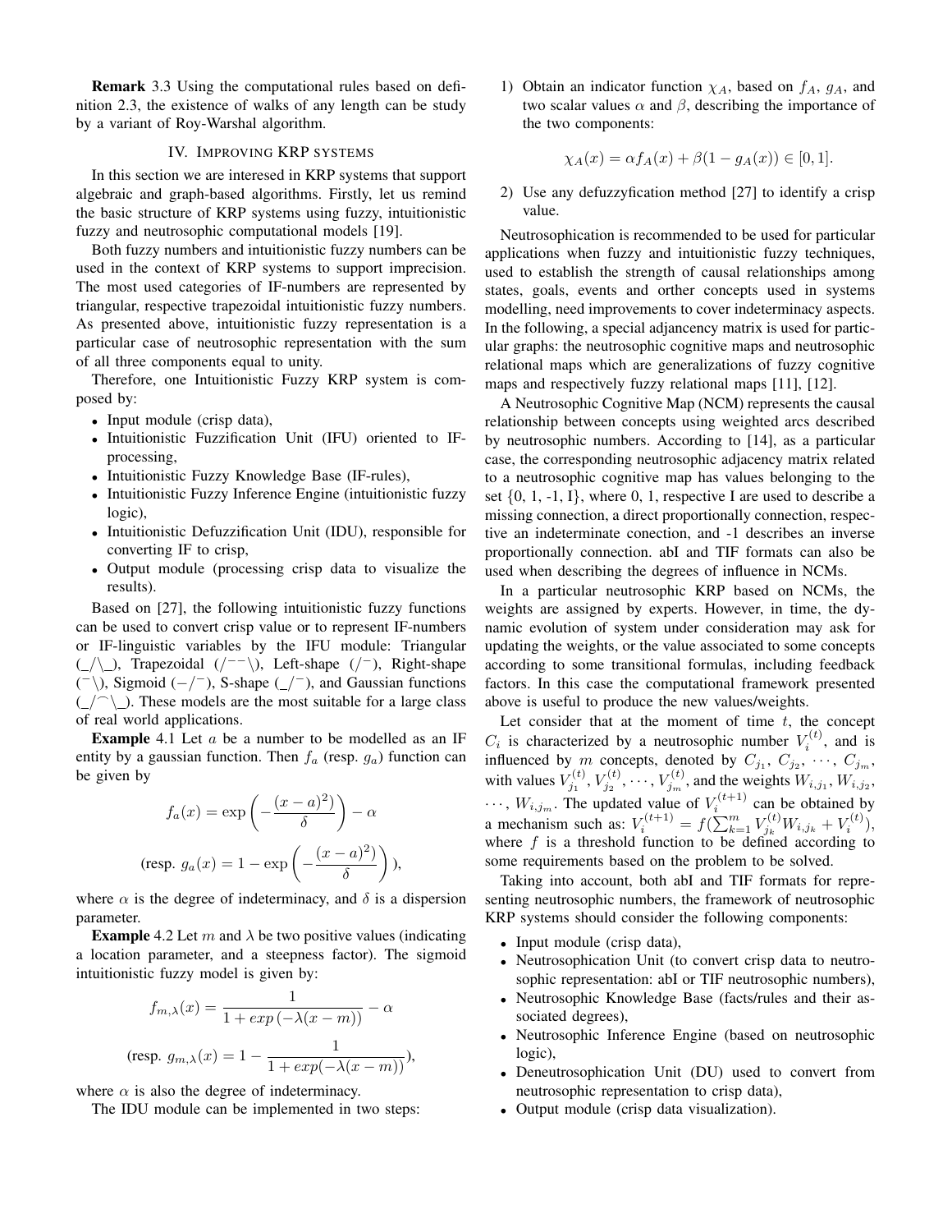**Remark** 3.3 Using the computational rules based on definition 2.3, the existence of walks of any length can be study by a variant of Roy-Warshal algorithm.

## IV. Improving KRP systems

In this section we are interesed in KRP systems that support algebraic and graph-based algorithms. Firstly, let us remind the basic structure of KRP systems using fuzzy, intuitionistic fuzzy and neutrosophic computational models [19].

Both fuzzy numbers and intuitionistic fuzzy numbers can be used in the context of KRP systems to support imprecision. The most used categories of IF-numbers are represented by triangular, respective trapezoidal intuitionistic fuzzy numbers. As presented above, intuitionistic fuzzy representation is a particular case of neutrosophic representation with the sum of all three components equal to unity.

Therefore, one Intuitionistic Fuzzy KRP system is composed by:

- Input module (crisp data),
- Intuitionistic Fuzzification Unit (IFU) oriented to IF-processing,
- Intuitionistic Fuzzy Knowledge Base (IF-rules),
- Intuitionistic Fuzzy Inference Engine (intuitionistic fuzzy logic),
- Intuitionistic Defuzzification Unit (IDU), responsible for converting IF to crisp,
- Output module (processing crisp data to visualize the results).

Based on [27], the following intuitionistic fuzzy functions can be used to convert crisp value or to represent IF-numbers or IF-linguistic variables by the IFU module: Triangular (_/\_), Trapezoidal (/¯¯\), Left-shape (/¯), Right-shape (¯\), Sigmoid (−/¯), S-shape (_/¯), and Gaussian functions (_/⌒\_). These models are the most suitable for a large class of real world applications.

**Example** 4.1 Let $a$ be a number to be modelled as an IF entity by a gaussian function. Then $f_a$ (resp. $g_a$) function can be given by

$$f_a(x) = \exp\left(-\frac{(x-a)^2)}{\delta}\right) - \alpha$$

$$(\text{resp. } g_a(x) = 1 - \exp\left(-\frac{(x-a)^2)}{\delta}\right)),$$

where $\alpha$ is the degree of indeterminacy, and $\delta$ is a dispersion parameter.

**Example** 4.2 Let $m$ and $\lambda$ be two positive values (indicating a location parameter, and a steepness factor). The sigmoid intuitionistic fuzzy model is given by:

$$f_{m,\lambda}(x) = \frac{1}{1 + exp\left(-\lambda(x-m)\right)} - \alpha$$

$$(\text{resp. } g_{m,\lambda}(x) = 1 - \frac{1}{1 + exp(-\lambda(x-m))}),$$

where $\alpha$ is also the degree of indeterminacy.

The IDU module can be implemented in two steps:

1) Obtain an indicator function $\chi_A$, based on $f_A$, $g_A$, and two scalar values $\alpha$ and $\beta$, describing the importance of the two components:

$$\chi_A(x) = \alpha f_A(x) + \beta(1 - g_A(x)) \in [0, 1].$$

2) Use any defuzzyfication method [27] to identify a crisp value.

Neutrosophication is recommended to be used for particular applications when fuzzy and intuitionistic fuzzy techniques, used to establish the strength of causal relationships among states, goals, events and orther concepts used in systems modelling, need improvements to cover indeterminacy aspects. In the following, a special adjancency matrix is used for particular graphs: the neutrosophic cognitive maps and neutrosophic relational maps which are generalizations of fuzzy cognitive maps and respectively fuzzy relational maps [11], [12].

A Neutrosophic Cognitive Map (NCM) represents the causal relationship between concepts using weighted arcs described by neutrosophic numbers. According to [14], as a particular case, the corresponding neutrosophic adjacency matrix related to a neutrosophic cognitive map has values belonging to the set {0, 1, -1, I}, where 0, 1, respective I are used to describe a missing connection, a direct proportionally connection, respective an indeterminate conection, and -1 describes an inverse proportionally connection. abI and TIF formats can also be used when describing the degrees of influence in NCMs.

In a particular neutrosophic KRP based on NCMs, the weights are assigned by experts. However, in time, the dynamic evolution of system under consideration may ask for updating the weights, or the value associated to some concepts according to some transitional formulas, including feedback factors. In this case the computational framework presented above is useful to produce the new values/weights.

Let consider that at the moment of time $t$, the concept $C_i$ is characterized by a neutrosophic number $V_i^{(t)}$, and is influenced by $m$ concepts, denoted by $C_{j_1}$, $C_{j_2}$, $\cdots$, $C_{j_m}$, with values $V_{j_1}^{(t)}, V_{j_2}^{(t)}, \cdots, V_{j_m}^{(t)}$, and the weights $W_{i,j_1}, W_{i,j_2}$, $\cdots$, $W_{i,j_m}$. The updated value of $V_i^{(t+1)}$ can be obtained by a mechanism such as: $V_i^{(t+1)} = f(\sum_{k=1}^{m} V_{j_k}^{(t)} W_{i,j_k} + V_i^{(t)})$, where $f$ is a threshold function to be defined according to some requirements based on the problem to be solved.

Taking into account, both abI and TIF formats for representing neutrosophic numbers, the framework of neutrosophic KRP systems should consider the following components:

- Input module (crisp data),
- Neutrosophication Unit (to convert crisp data to neutrosophic representation: abI or TIF neutrosophic numbers),
- Neutrosophic Knowledge Base (facts/rules and their associated degrees),
- Neutrosophic Inference Engine (based on neutrosophic logic),
- Deneutrosophication Unit (DU) used to convert from neutrosophic representation to crisp data),
- Output module (crisp data visualization).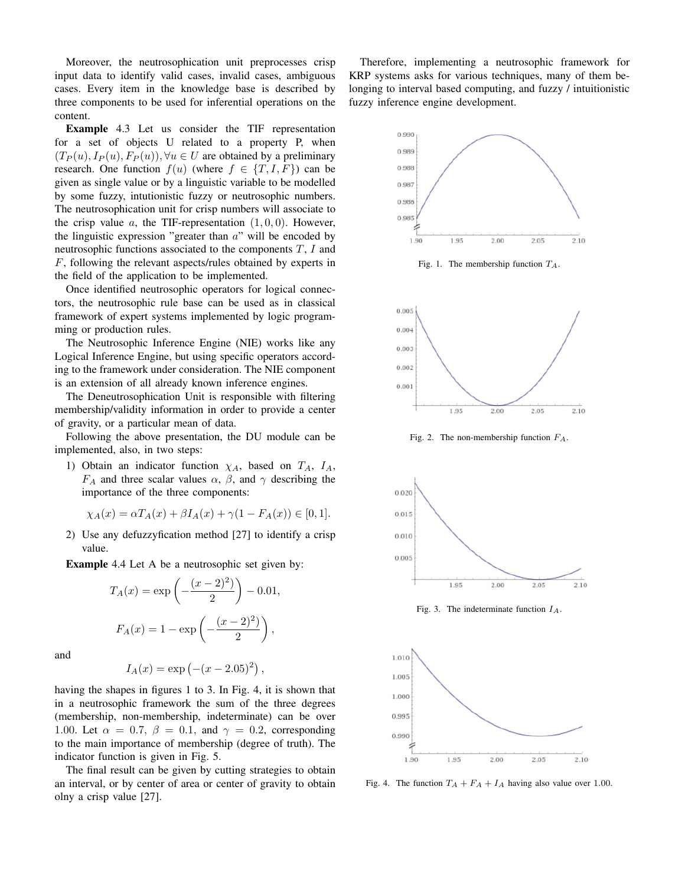Moreover, the neutrosophication unit preprocesses crisp input data to identify valid cases, invalid cases, ambiguous cases. Every item in the knowledge base is described by three components to be used for inferential operations on the content.

**Example** 4.3 Let us consider the TIF representation for a set of objects U related to a property P, when $(T_P(u), I_P(u), F_P(u)), \forall u \in U$ are obtained by a preliminary research. One function $f(u)$ (where $f \in \{T, I, F\}$) can be given as single value or by a linguistic variable to be modelled by some fuzzy, intutionistic fuzzy or neutrosophic numbers. The neutrosophication unit for crisp numbers will associate to the crisp value $a$, the TIF-representation $(1, 0, 0)$. However, the linguistic expression "greater than $a$" will be encoded by neutrosophic functions associated to the components $T$, $I$ and $F$, following the relevant aspects/rules obtained by experts in the field of the application to be implemented.

Once identified neutrosophic operators for logical connectors, the neutrosophic rule base can be used as in classical framework of expert systems implemented by logic programming or production rules.

The Neutrosophic Inference Engine (NIE) works like any Logical Inference Engine, but using specific operators according to the framework under consideration. The NIE component is an extension of all already known inference engines.

The Deneutrosophication Unit is responsible with filtering membership/validity information in order to provide a center of gravity, or a particular mean of data.

Following the above presentation, the DU module can be implemented, also, in two steps:

1) Obtain an indicator function $\chi_A$, based on $T_A$, $I_A$, $F_A$ and three scalar values $\alpha$, $\beta$, and $\gamma$ describing the importance of the three components:

$$\chi_A(x) = \alpha T_A(x) + \beta I_A(x) + \gamma(1 - F_A(x)) \in [0, 1].$$

2) Use any defuzzyfication method [27] to identify a crisp value.

**Example** 4.4 Let A be a neutrosophic set given by:

$$T_A(x) = \exp\left(-\frac{(x-2)^2)}{2}\right) - 0.01,$$

$$F_A(x) = 1 - \exp\left(-\frac{(x-2)^2)}{2}\right),$$

and

$$I_A(x) = \exp\left(-(x - 2.05)^2\right),$$

having the shapes in figures 1 to 3. In Fig. 4, it is shown that in a neutrosophic framework the sum of the three degrees (membership, non-membership, indeterminate) can be over 1.00. Let $\alpha = 0.7$, $\beta = 0.1$, and $\gamma = 0.2$, corresponding to the main importance of membership (degree of truth). The indicator function is given in Fig. 5.

The final result can be given by cutting strategies to obtain an interval, or by center of area or center of gravity to obtain olny a crisp value [27].

Therefore, implementing a neutrosophic framework for KRP systems asks for various techniques, many of them belonging to interval based computing, and fuzzy / intuitionistic fuzzy inference engine development.

Fig. 1. The membership function $T_A$.

Fig. 2. The non-membership function $F_A$.

Fig. 3. The indeterminate function $I_A$.

Fig. 4. The function $T_A + F_A + I_A$ having also value over 1.00.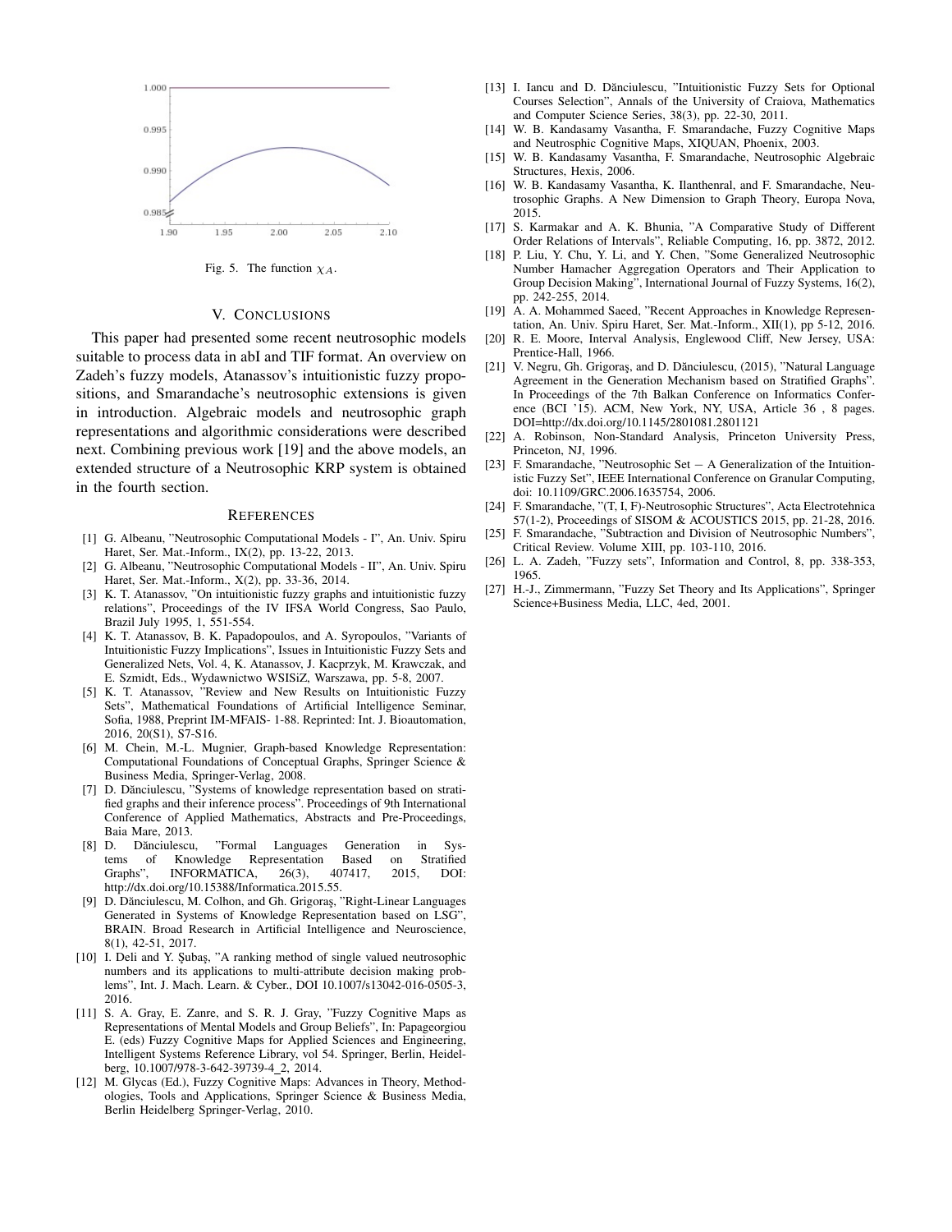1.000

0.995

0.990

0.985

1.90 1.95 2.00 2.05 2.10

Fig. 5. The function $\chi_A$.

## V. Conclusions

This paper had presented some recent neutrosophic models suitable to process data in abI and TIF format. An overview on Zadeh's fuzzy models, Atanassov's intuitionistic fuzzy propositions, and Smarandache's neutrosophic extensions is given in introduction. Algebraic models and neutrosophic graph representations and algorithmic considerations were described next. Combining previous work [19] and the above models, an extended structure of a Neutrosophic KRP system is obtained in the fourth section.

## References

[1] G. Albeanu, "Neutrosophic Computational Models - I", An. Univ. Spiru Haret, Ser. Mat.-Inform., IX(2), pp. 13-22, 2013.

[2] G. Albeanu, "Neutrosophic Computational Models - II", An. Univ. Spiru Haret, Ser. Mat.-Inform., X(2), pp. 33-36, 2014.

[3] K. T. Atanassov, "On intuitionistic fuzzy graphs and intuitionistic fuzzy relations", Proceedings of the IV IFSA World Congress, Sao Paulo, Brazil July 1995, 1, 551-554.

[4] K. T. Atanassov, B. K. Papadopoulos, and A. Syropoulos, "Variants of Intuitionistic Fuzzy Implications", Issues in Intuitionistic Fuzzy Sets and Generalized Nets, Vol. 4, K. Atanassov, J. Kacprzyk, M. Krawczak, and E. Szmidt, Eds., Wydawnictwo WSISiZ, Warszawa, pp. 5-8, 2007.

[5] K. T. Atanassov, "Review and New Results on Intuitionistic Fuzzy Sets", Mathematical Foundations of Artificial Intelligence Seminar, Sofia, 1988, Preprint IM-MFAIS- 1-88. Reprinted: Int. J. Bioautomation, 2016, 20(S1), S7-S16.

[6] M. Chein, M.-L. Mugnier, Graph-based Knowledge Representation: Computational Foundations of Conceptual Graphs, Springer Science & Business Media, Springer-Verlag, 2008.

[7] D. Dănciulescu, "Systems of knowledge representation based on stratified graphs and their inference process". Proceedings of 9th International Conference of Applied Mathematics, Abstracts and Pre-Proceedings, Baia Mare, 2013.

[8] D. Dănciulescu, "Formal Languages Generation in Systems of Knowledge Representation Based on Stratified Graphs", INFORMATICA, 26(3), 407417, 2015, DOI: http://dx.doi.org/10.15388/Informatica.2015.55.

[9] D. Dănciulescu, M. Colhon, and Gh. Grigoraş, "Right-Linear Languages Generated in Systems of Knowledge Representation based on LSG", BRAIN. Broad Research in Artificial Intelligence and Neuroscience, 8(1), 42-51, 2017.

[10] I. Deli and Y. Şubaş, "A ranking method of single valued neutrosophic numbers and its applications to multi-attribute decision making problems", Int. J. Mach. Learn. & Cyber., DOI 10.1007/s13042-016-0505-3, 2016.

[11] S. A. Gray, E. Zanre, and S. R. J. Gray, "Fuzzy Cognitive Maps as Representations of Mental Models and Group Beliefs", In: Papageorgiou E. (eds) Fuzzy Cognitive Maps for Applied Sciences and Engineering, Intelligent Systems Reference Library, vol 54. Springer, Berlin, Heidelberg, 10.1007/978-3-642-39739-4_2, 2014.

[12] M. Glycas (Ed.), Fuzzy Cognitive Maps: Advances in Theory, Methodologies, Tools and Applications, Springer Science & Business Media, Berlin Heidelberg Springer-Verlag, 2010.

[13] I. Iancu and D. Dănciulescu, "Intuitionistic Fuzzy Sets for Optional Courses Selection", Annals of the University of Craiova, Mathematics and Computer Science Series, 38(3), pp. 22-30, 2011.

[14] W. B. Kandasamy Vasantha, F. Smarandache, Fuzzy Cognitive Maps and Neutrosphic Cognitive Maps, XIQUAN, Phoenix, 2003.

[15] W. B. Kandasamy Vasantha, F. Smarandache, Neutrosophic Algebraic Structures, Hexis, 2006.

[16] W. B. Kandasamy Vasantha, K. Ilanthenral, and F. Smarandache, Neutrosophic Graphs. A New Dimension to Graph Theory, Europa Nova, 2015.

[17] S. Karmakar and A. K. Bhunia, "A Comparative Study of Different Order Relations of Intervals", Reliable Computing, 16, pp. 3872, 2012.

[18] P. Liu, Y. Chu, Y. Li, and Y. Chen, "Some Generalized Neutrosophic Number Hamacher Aggregation Operators and Their Application to Group Decision Making", International Journal of Fuzzy Systems, 16(2), pp. 242-255, 2014.

[19] A. A. Mohammed Saeed, "Recent Approaches in Knowledge Representation, An. Univ. Spiru Haret, Ser. Mat.-Inform., XII(1), pp 5-12, 2016.

[20] R. E. Moore, Interval Analysis, Englewood Cliff, New Jersey, USA: Prentice-Hall, 1966.

[21] V. Negru, Gh. Grigoraş, and D. Dănciulescu, (2015), "Natural Language Agreement in the Generation Mechanism based on Stratified Graphs". In Proceedings of the 7th Balkan Conference on Informatics Conference (BCI '15). ACM, New York, NY, USA, Article 36 , 8 pages. DOI=http://dx.doi.org/10.1145/2801081.2801121

[22] A. Robinson, Non-Standard Analysis, Princeton University Press, Princeton, NJ, 1996.

[23] F. Smarandache, "Neutrosophic Set – A Generalization of the Intuitionistic Fuzzy Set", IEEE International Conference on Granular Computing, doi: 10.1109/GRC.2006.1635754, 2006.

[24] F. Smarandache, "(T, I, F)-Neutrosophic Structures", Acta Electrotehnica 57(1-2), Proceedings of SISOM & ACOUSTICS 2015, pp. 21-28, 2016.

[25] F. Smarandache, "Subtraction and Division of Neutrosophic Numbers", Critical Review. Volume XIII, pp. 103-110, 2016.

[26] L. A. Zadeh, "Fuzzy sets", Information and Control, 8, pp. 338-353, 1965.

[27] H.-J., Zimmermann, "Fuzzy Set Theory and Its Applications", Springer Science+Business Media, LLC, 4ed, 2001.